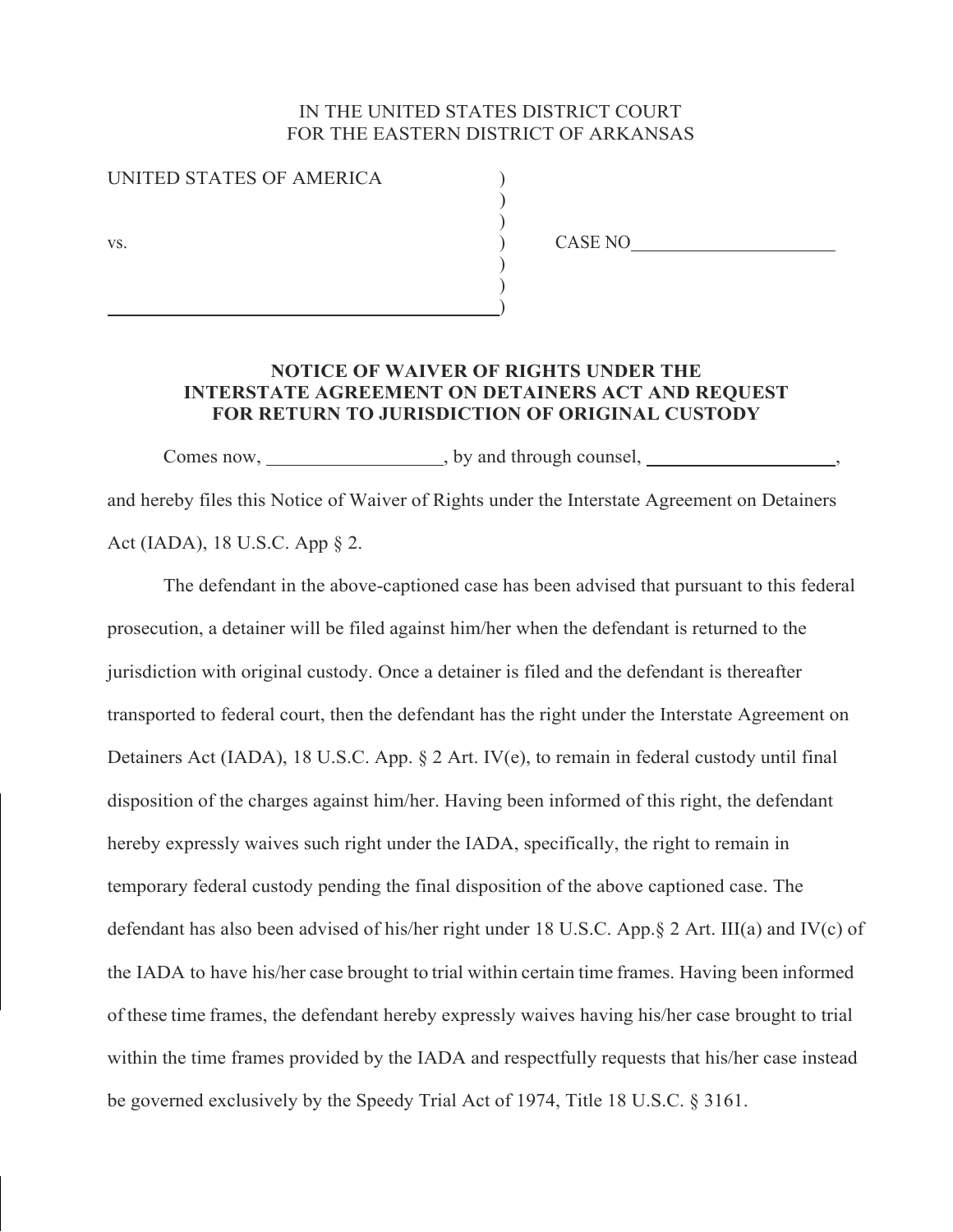IN THE UNITED STATES DISTRICT COURT
FOR THE EASTERN DISTRICT OF ARKANSAS

UNITED STATES OF AMERICA )
)
)
vs. ) CASE NO______________________
)
)
__________________________________________)

**NOTICE OF WAIVER OF RIGHTS UNDER THE INTERSTATE AGREEMENT ON DETAINERS ACT AND REQUEST FOR RETURN TO JURISDICTION OF ORIGINAL CUSTODY**

Comes now, __________________, by and through counsel, ____________________, and hereby files this Notice of Waiver of Rights under the Interstate Agreement on Detainers Act (IADA), 18 U.S.C. App § 2.

The defendant in the above-captioned case has been advised that pursuant to this federal prosecution, a detainer will be filed against him/her when the defendant is returned to the jurisdiction with original custody. Once a detainer is filed and the defendant is thereafter transported to federal court, then the defendant has the right under the Interstate Agreement on Detainers Act (IADA), 18 U.S.C. App. § 2 Art. IV(e), to remain in federal custody until final disposition of the charges against him/her. Having been informed of this right, the defendant hereby expressly waives such right under the IADA, specifically, the right to remain in temporary federal custody pending the final disposition of the above captioned case. The defendant has also been advised of his/her right under 18 U.S.C. App.§ 2 Art. III(a) and IV(c) of the IADA to have his/her case brought to trial within certain time frames. Having been informed of these time frames, the defendant hereby expressly waives having his/her case brought to trial within the time frames provided by the IADA and respectfully requests that his/her case instead be governed exclusively by the Speedy Trial Act of 1974, Title 18 U.S.C. § 3161.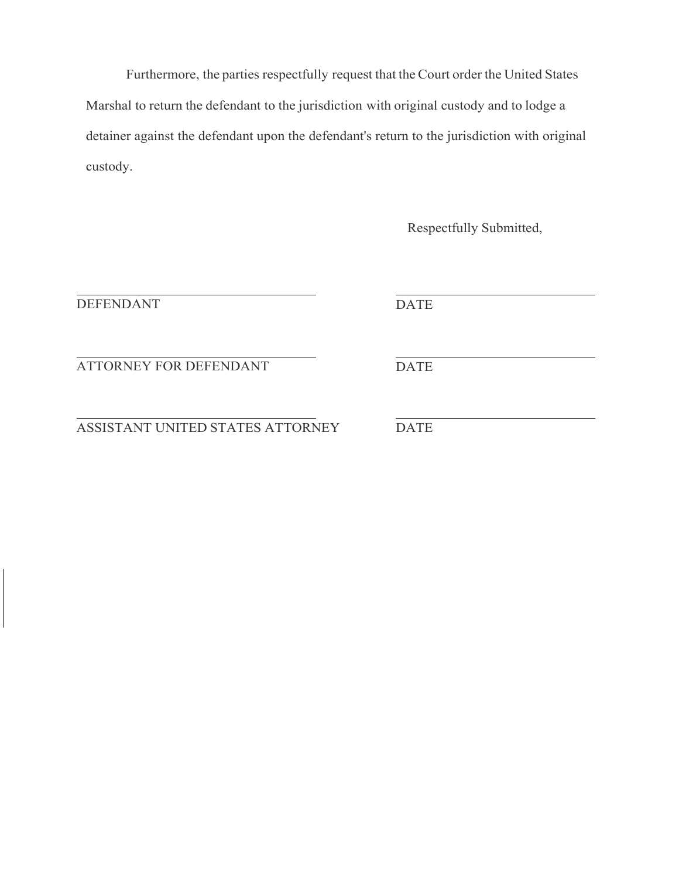Furthermore, the parties respectfully request that the Court order the United States Marshal to return the defendant to the jurisdiction with original custody and to lodge a detainer against the defendant upon the defendant's return to the jurisdiction with original custody.

Respectfully Submitted,

| | |
|---|---|
| \_\_\_\_\_\_\_\_\_\_\_\_\_\_\_\_\_\_\_\_\_\_\_\_\_\_\_\_\_\_ | \_\_\_\_\_\_\_\_\_\_\_\_\_\_\_\_\_\_\_\_\_\_\_\_\_ |
| DEFENDANT | DATE |
| \_\_\_\_\_\_\_\_\_\_\_\_\_\_\_\_\_\_\_\_\_\_\_\_\_\_\_\_\_\_ | \_\_\_\_\_\_\_\_\_\_\_\_\_\_\_\_\_\_\_\_\_\_\_\_\_ |
| ATTORNEY FOR DEFENDANT | DATE |
| \_\_\_\_\_\_\_\_\_\_\_\_\_\_\_\_\_\_\_\_\_\_\_\_\_\_\_\_\_\_ | \_\_\_\_\_\_\_\_\_\_\_\_\_\_\_\_\_\_\_\_\_\_\_\_\_ |
| ASSISTANT UNITED STATES ATTORNEY | DATE |